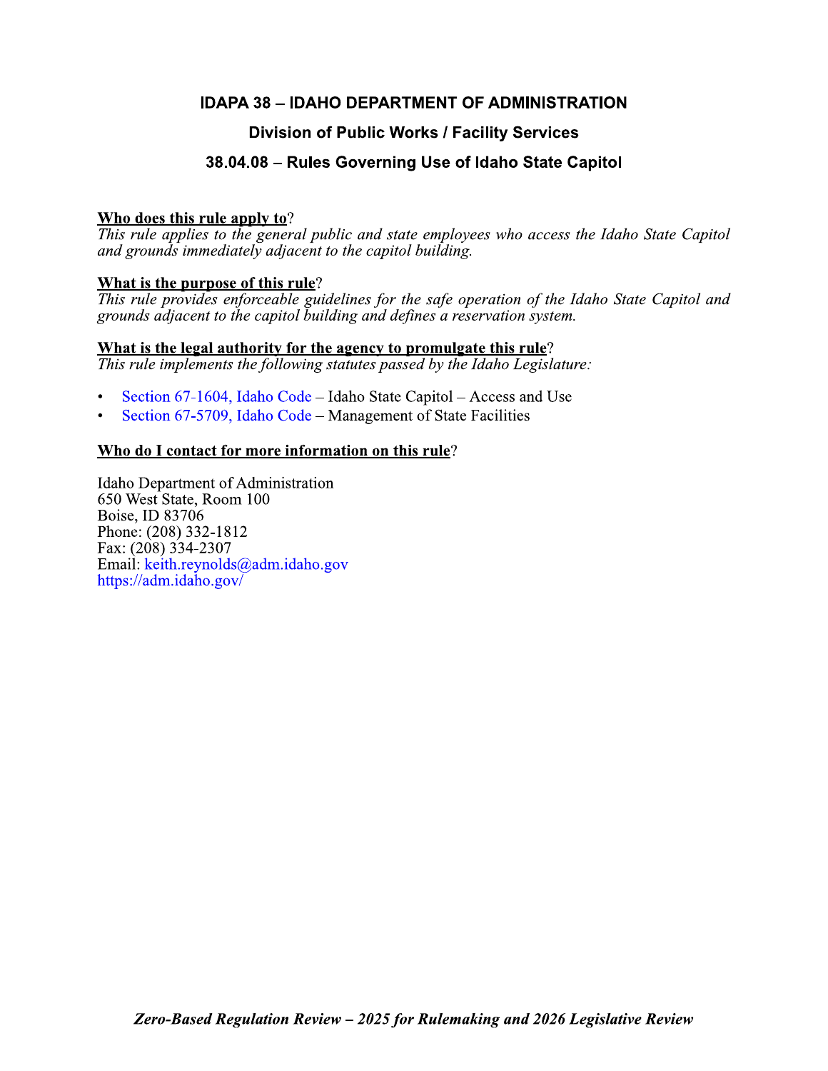# IDAPA 38 – IDAHO DEPARTMENT OF ADMINISTRATION

## Division of Public Works / Facility Services

## 38.04.08 – Rules Governing Use of Idaho State Capitol

**Who does this rule apply to**?
*This rule applies to the general public and state employees who access the Idaho State Capitol and grounds immediately adjacent to the capitol building.*

**What is the purpose of this rule**?
*This rule provides enforceable guidelines for the safe operation of the Idaho State Capitol and grounds adjacent to the capitol building and defines a reservation system.*

**What is the legal authority for the agency to promulgate this rule**?
*This rule implements the following statutes passed by the Idaho Legislature:*

- Section 67-1604, Idaho Code – Idaho State Capitol – Access and Use
- Section 67-5709, Idaho Code – Management of State Facilities

**Who do I contact for more information on this rule**?

Idaho Department of Administration
650 West State, Room 100
Boise, ID 83706
Phone: (208) 332-1812
Fax: (208) 334-2307
Email: keith.reynolds@adm.idaho.gov
https://adm.idaho.gov/

*Zero-Based Regulation Review – 2025 for Rulemaking and 2026 Legislative Review*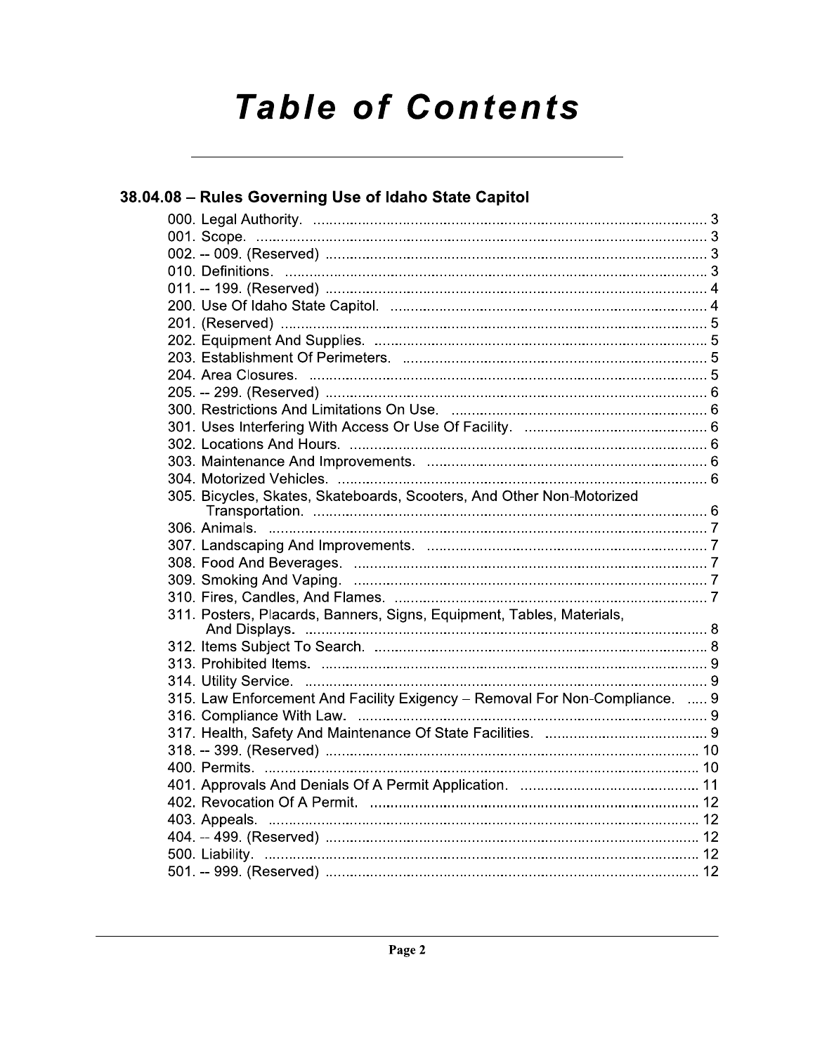# Table of Contents

## 38.04.08 – Rules Governing Use of Idaho State Capitol

000. Legal Authority. .......... 3
001. Scope. .......... 3
002. -- 009. (Reserved) .......... 3
010. Definitions. .......... 3
011. -- 199. (Reserved) .......... 4
200. Use Of Idaho State Capitol. .......... 4
201. (Reserved) .......... 5
202. Equipment And Supplies. .......... 5
203. Establishment Of Perimeters. .......... 5
204. Area Closures. .......... 5
205. -- 299. (Reserved) .......... 6
300. Restrictions And Limitations On Use. .......... 6
301. Uses Interfering With Access Or Use Of Facility. .......... 6
302. Locations And Hours. .......... 6
303. Maintenance And Improvements. .......... 6
304. Motorized Vehicles. .......... 6
305. Bicycles, Skates, Skateboards, Scooters, And Other Non-Motorized Transportation. .......... 6
306. Animals. .......... 7
307. Landscaping And Improvements. .......... 7
308. Food And Beverages. .......... 7
309. Smoking And Vaping. .......... 7
310. Fires, Candles, And Flames. .......... 7
311. Posters, Placards, Banners, Signs, Equipment, Tables, Materials, And Displays. .......... 8
312. Items Subject To Search. .......... 8
313. Prohibited Items. .......... 9
314. Utility Service. .......... 9
315. Law Enforcement And Facility Exigency – Removal For Non-Compliance. .......... 9
316. Compliance With Law. .......... 9
317. Health, Safety And Maintenance Of State Facilities. .......... 9
318. -- 399. (Reserved) .......... 10
400. Permits. .......... 10
401. Approvals And Denials Of A Permit Application. .......... 11
402. Revocation Of A Permit. .......... 12
403. Appeals. .......... 12
404. -- 499. (Reserved) .......... 12
500. Liability. .......... 12
501. -- 999. (Reserved) .......... 12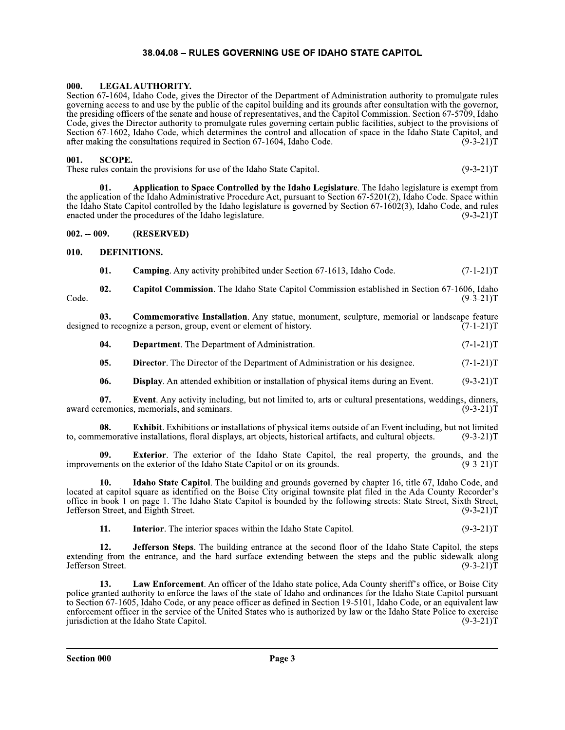# 38.04.08 – RULES GOVERNING USE OF IDAHO STATE CAPITOL

## 000. LEGAL AUTHORITY.

Section 67-1604, Idaho Code, gives the Director of the Department of Administration authority to promulgate rules governing access to and use by the public of the capitol building and its grounds after consultation with the governor, the presiding officers of the senate and house of representatives, and the Capitol Commission. Section 67-5709, Idaho Code, gives the Director authority to promulgate rules governing certain public facilities, subject to the provisions of Section 67-1602, Idaho Code, which determines the control and allocation of space in the Idaho State Capitol, and after making the consultations required in Section 67-1604, Idaho Code. (9-3-21)T

## 001. SCOPE.

These rules contain the provisions for use of the Idaho State Capitol. (9-3-21)T

**01. Application to Space Controlled by the Idaho Legislature**. The Idaho legislature is exempt from the application of the Idaho Administrative Procedure Act, pursuant to Section 67-5201(2), Idaho Code. Space within the Idaho State Capitol controlled by the Idaho legislature is governed by Section 67-1602(3), Idaho Code, and rules enacted under the procedures of the Idaho legislature. (9-3-21)T

## 002. -- 009. (RESERVED)

## 010. DEFINITIONS.

**01. Camping**. Any activity prohibited under Section 67-1613, Idaho Code. (7-1-21)T

**02. Capitol Commission**. The Idaho State Capitol Commission established in Section 67-1606, Idaho Code. (9-3-21)T

**03. Commemorative Installation**. Any statue, monument, sculpture, memorial or landscape feature designed to recognize a person, group, event or element of history. (7-1-21)T

**04. Department**. The Department of Administration. (7-1-21)T

**05. Director**. The Director of the Department of Administration or his designee. (7-1-21)T

**06. Display**. An attended exhibition or installation of physical items during an Event. (9-3-21)T

**07. Event**. Any activity including, but not limited to, arts or cultural presentations, weddings, dinners, award ceremonies, memorials, and seminars. (9-3-21)T

**08. Exhibit**. Exhibitions or installations of physical items outside of an Event including, but not limited to, commemorative installations, floral displays, art objects, historical artifacts, and cultural objects. (9-3-21)T

**09. Exterior**. The exterior of the Idaho State Capitol, the real property, the grounds, and the improvements on the exterior of the Idaho State Capitol or on its grounds. (9-3-21)T

**10. Idaho State Capitol**. The building and grounds governed by chapter 16, title 67, Idaho Code, and located at capitol square as identified on the Boise City original townsite plat filed in the Ada County Recorder's office in book 1 on page 1. The Idaho State Capitol is bounded by the following streets: State Street, Sixth Street, Jefferson Street, and Eighth Street. (9-3-21)T

**11. Interior**. The interior spaces within the Idaho State Capitol. (9-3-21)T

**12. Jefferson Steps**. The building entrance at the second floor of the Idaho State Capitol, the steps extending from the entrance, and the hard surface extending between the steps and the public sidewalk along Jefferson Street. (9-3-21)T

**13. Law Enforcement**. An officer of the Idaho state police, Ada County sheriff's office, or Boise City police granted authority to enforce the laws of the state of Idaho and ordinances for the Idaho State Capitol pursuant to Section 67-1605, Idaho Code, or any peace officer as defined in Section 19-5101, Idaho Code, or an equivalent law enforcement officer in the service of the United States who is authorized by law or the Idaho State Police to exercise jurisdiction at the Idaho State Capitol. (9-3-21)T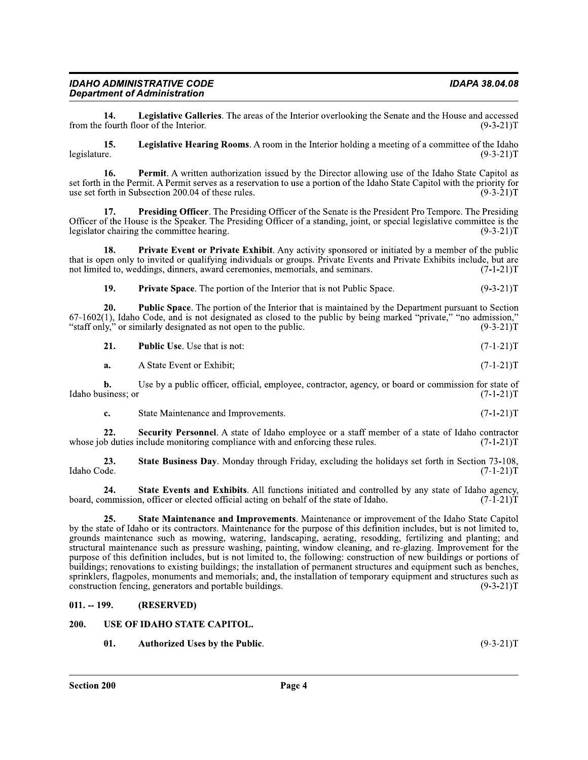**14. Legislative Galleries**. The areas of the Interior overlooking the Senate and the House and accessed from the fourth floor of the Interior. (9-3-21)T

**15. Legislative Hearing Rooms**. A room in the Interior holding a meeting of a committee of the Idaho legislature. (9-3-21)T

**16. Permit**. A written authorization issued by the Director allowing use of the Idaho State Capitol as set forth in the Permit. A Permit serves as a reservation to use a portion of the Idaho State Capitol with the priority for use set forth in Subsection 200.04 of these rules. (9-3-21)T

**17. Presiding Officer**. The Presiding Officer of the Senate is the President Pro Tempore. The Presiding Officer of the House is the Speaker. The Presiding Officer of a standing, joint, or special legislative committee is the legislator chairing the committee hearing. (9-3-21)T

**18. Private Event or Private Exhibit**. Any activity sponsored or initiated by a member of the public that is open only to invited or qualifying individuals or groups. Private Events and Private Exhibits include, but are not limited to, weddings, dinners, award ceremonies, memorials, and seminars. (7-1-21)T

**19. Private Space**. The portion of the Interior that is not Public Space. (9-3-21)T

**20. Public Space**. The portion of the Interior that is maintained by the Department pursuant to Section 67-1602(1), Idaho Code, and is not designated as closed to the public by being marked "private," "no admission," "staff only," or similarly designated as not open to the public. (9-3-21)T

**21. Public Use**. Use that is not: (7-1-21)T

**a.** A State Event or Exhibit; (7-1-21)T

**b.** Use by a public officer, official, employee, contractor, agency, or board or commission for state of Idaho business; or (7-1-21)T

**c.** State Maintenance and Improvements. (7-1-21)T

**22. Security Personnel**. A state of Idaho employee or a staff member of a state of Idaho contractor whose job duties include monitoring compliance with and enforcing these rules. (7-1-21)T

**23. State Business Day**. Monday through Friday, excluding the holidays set forth in Section 73-108, Idaho Code. (7-1-21)T

**24. State Events and Exhibits**. All functions initiated and controlled by any state of Idaho agency, board, commission, officer or elected official acting on behalf of the state of Idaho. (7-1-21)T

**25. State Maintenance and Improvements**. Maintenance or improvement of the Idaho State Capitol by the state of Idaho or its contractors. Maintenance for the purpose of this definition includes, but is not limited to, grounds maintenance such as mowing, watering, landscaping, aerating, resodding, fertilizing and planting; and structural maintenance such as pressure washing, painting, window cleaning, and re-glazing. Improvement for the purpose of this definition includes, but is not limited to, the following: construction of new buildings or portions of buildings; renovations to existing buildings; the installation of permanent structures and equipment such as benches, sprinklers, flagpoles, monuments and memorials; and, the installation of temporary equipment and structures such as construction fencing, generators and portable buildings. (9-3-21)T

## 011. -- 199. (RESERVED)

## 200. USE OF IDAHO STATE CAPITOL.

**01. Authorized Uses by the Public**. (9-3-21)T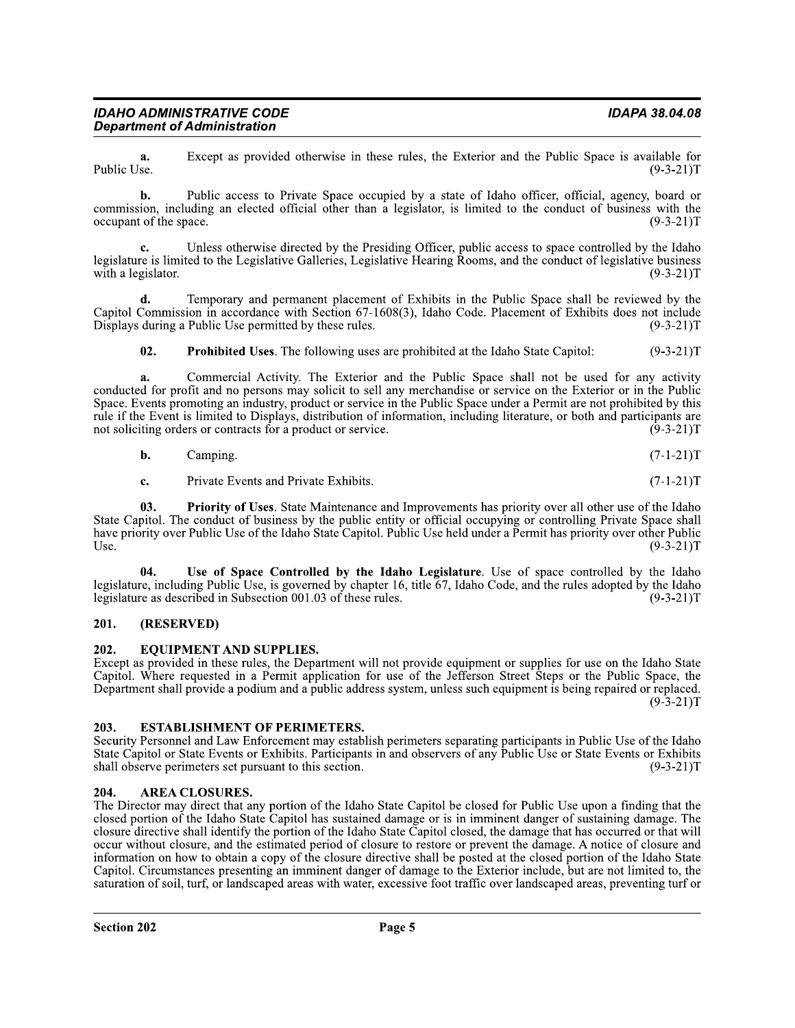**a.** Except as provided otherwise in these rules, the Exterior and the Public Space is available for Public Use. (9-3-21)T

**b.** Public access to Private Space occupied by a state of Idaho officer, official, agency, board or commission, including an elected official other than a legislator, is limited to the conduct of business with the occupant of the space. (9-3-21)T

**c.** Unless otherwise directed by the Presiding Officer, public access to space controlled by the Idaho legislature is limited to the Legislative Galleries, Legislative Hearing Rooms, and the conduct of legislative business with a legislator. (9-3-21)T

**d.** Temporary and permanent placement of Exhibits in the Public Space shall be reviewed by the Capitol Commission in accordance with Section 67-1608(3), Idaho Code. Placement of Exhibits does not include Displays during a Public Use permitted by these rules. (9-3-21)T

**02. Prohibited Uses**. The following uses are prohibited at the Idaho State Capitol: (9-3-21)T

**a.** Commercial Activity. The Exterior and the Public Space shall not be used for any activity conducted for profit and no persons may solicit to sell any merchandise or service on the Exterior or in the Public Space. Events promoting an industry, product or service in the Public Space under a Permit are not prohibited by this rule if the Event is limited to Displays, distribution of information, including literature, or both and participants are not soliciting orders or contracts for a product or service. (9-3-21)T

**b.** Camping. (7-1-21)T

**c.** Private Events and Private Exhibits. (7-1-21)T

**03. Priority of Uses**. State Maintenance and Improvements has priority over all other use of the Idaho State Capitol. The conduct of business by the public entity or official occupying or controlling Private Space shall have priority over Public Use of the Idaho State Capitol. Public Use held under a Permit has priority over other Public Use. (9-3-21)T

**04. Use of Space Controlled by the Idaho Legislature**. Use of space controlled by the Idaho legislature, including Public Use, is governed by chapter 16, title 67, Idaho Code, and the rules adopted by the Idaho legislature as described in Subsection 001.03 of these rules. (9-3-21)T

## 201. (RESERVED)

## 202. EQUIPMENT AND SUPPLIES.

Except as provided in these rules, the Department will not provide equipment or supplies for use on the Idaho State Capitol. Where requested in a Permit application for use of the Jefferson Street Steps or the Public Space, the Department shall provide a podium and a public address system, unless such equipment is being repaired or replaced. (9-3-21)T

## 203. ESTABLISHMENT OF PERIMETERS.

Security Personnel and Law Enforcement may establish perimeters separating participants in Public Use of the Idaho State Capitol or State Events or Exhibits. Participants in and observers of any Public Use or State Events or Exhibits shall observe perimeters set pursuant to this section. (9-3-21)T

## 204. AREA CLOSURES.

The Director may direct that any portion of the Idaho State Capitol be closed for Public Use upon a finding that the closed portion of the Idaho State Capitol has sustained damage or is in imminent danger of sustaining damage. The closure directive shall identify the portion of the Idaho State Capitol closed, the damage that has occurred or that will occur without closure, and the estimated period of closure to restore or prevent the damage. A notice of closure and information on how to obtain a copy of the closure directive shall be posted at the closed portion of the Idaho State Capitol. Circumstances presenting an imminent danger of damage to the Exterior include, but are not limited to, the saturation of soil, turf, or landscaped areas with water, excessive foot traffic over landscaped areas, preventing turf or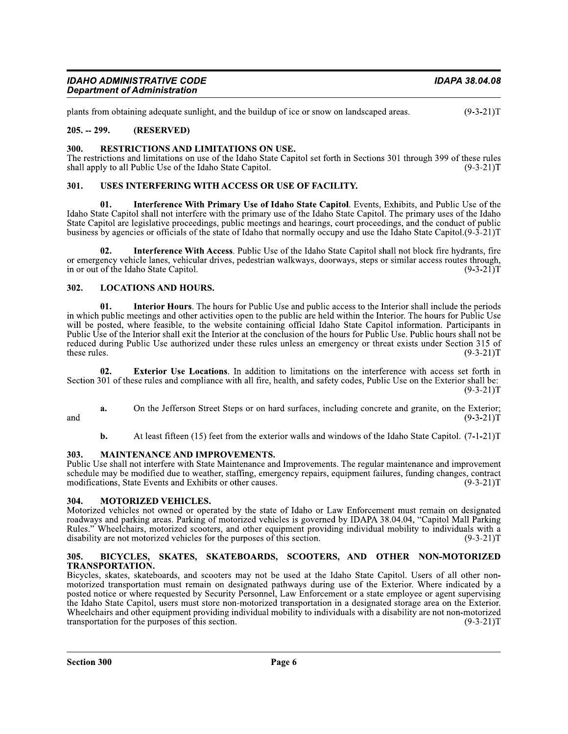plants from obtaining adequate sunlight, and the buildup of ice or snow on landscaped areas. (9-3-21)T

### 205. -- 299. (RESERVED)

### 300. RESTRICTIONS AND LIMITATIONS ON USE.

The restrictions and limitations on use of the Idaho State Capitol set forth in Sections 301 through 399 of these rules shall apply to all Public Use of the Idaho State Capitol. (9-3-21)T

### 301. USES INTERFERING WITH ACCESS OR USE OF FACILITY.

**01. Interference With Primary Use of Idaho State Capitol**. Events, Exhibits, and Public Use of the Idaho State Capitol shall not interfere with the primary use of the Idaho State Capitol. The primary uses of the Idaho State Capitol are legislative proceedings, public meetings and hearings, court proceedings, and the conduct of public business by agencies or officials of the state of Idaho that normally occupy and use the Idaho State Capitol.(9-3-21)T

**02. Interference With Access**. Public Use of the Idaho State Capitol shall not block fire hydrants, fire or emergency vehicle lanes, vehicular drives, pedestrian walkways, doorways, steps or similar access routes through, in or out of the Idaho State Capitol. (9-3-21)T

### 302. LOCATIONS AND HOURS.

**01. Interior Hours**. The hours for Public Use and public access to the Interior shall include the periods in which public meetings and other activities open to the public are held within the Interior. The hours for Public Use will be posted, where feasible, to the website containing official Idaho State Capitol information. Participants in Public Use of the Interior shall exit the Interior at the conclusion of the hours for Public Use. Public hours shall not be reduced during Public Use authorized under these rules unless an emergency or threat exists under Section 315 of these rules. (9-3-21)T

**02. Exterior Use Locations**. In addition to limitations on the interference with access set forth in Section 301 of these rules and compliance with all fire, health, and safety codes, Public Use on the Exterior shall be: (9-3-21)T

**a.** On the Jefferson Street Steps or on hard surfaces, including concrete and granite, on the Exterior; and (9-3-21)T

**b.** At least fifteen (15) feet from the exterior walls and windows of the Idaho State Capitol. (7-1-21)T

### 303. MAINTENANCE AND IMPROVEMENTS.

Public Use shall not interfere with State Maintenance and Improvements. The regular maintenance and improvement schedule may be modified due to weather, staffing, emergency repairs, equipment failures, funding changes, contract modifications, State Events and Exhibits or other causes. (9-3-21)T

### 304. MOTORIZED VEHICLES.

Motorized vehicles not owned or operated by the state of Idaho or Law Enforcement must remain on designated roadways and parking areas. Parking of motorized vehicles is governed by IDAPA 38.04.04, "Capitol Mall Parking Rules." Wheelchairs, motorized scooters, and other equipment providing individual mobility to individuals with a disability are not motorized vehicles for the purposes of this section. (9-3-21)T

### 305. BICYCLES, SKATES, SKATEBOARDS, SCOOTERS, AND OTHER NON-MOTORIZED TRANSPORTATION.

Bicycles, skates, skateboards, and scooters may not be used at the Idaho State Capitol. Users of all other non-motorized transportation must remain on designated pathways during use of the Exterior. Where indicated by a posted notice or where requested by Security Personnel, Law Enforcement or a state employee or agent supervising the Idaho State Capitol, users must store non-motorized transportation in a designated storage area on the Exterior. Wheelchairs and other equipment providing individual mobility to individuals with a disability are not non-motorized transportation for the purposes of this section. (9-3-21)T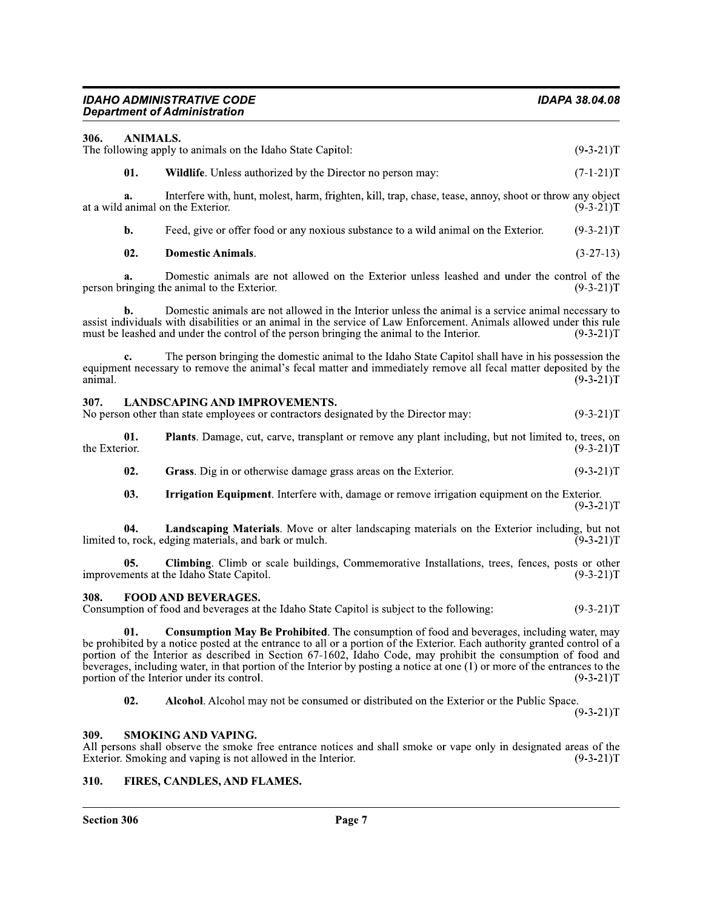## 306. ANIMALS.

The following apply to animals on the Idaho State Capitol: (9-3-21)T

**01. Wildlife**. Unless authorized by the Director no person may: (7-1-21)T

**a.** Interfere with, hunt, molest, harm, frighten, kill, trap, chase, tease, annoy, shoot or throw any object at a wild animal on the Exterior. (9-3-21)T

**b.** Feed, give or offer food or any noxious substance to a wild animal on the Exterior. (9-3-21)T

**02. Domestic Animals**. (3-27-13)

**a.** Domestic animals are not allowed on the Exterior unless leashed and under the control of the person bringing the animal to the Exterior. (9-3-21)T

**b.** Domestic animals are not allowed in the Interior unless the animal is a service animal necessary to assist individuals with disabilities or an animal in the service of Law Enforcement. Animals allowed under this rule must be leashed and under the control of the person bringing the animal to the Interior. (9-3-21)T

**c.** The person bringing the domestic animal to the Idaho State Capitol shall have in his possession the equipment necessary to remove the animal's fecal matter and immediately remove all fecal matter deposited by the animal. (9-3-21)T

## 307. LANDSCAPING AND IMPROVEMENTS.

No person other than state employees or contractors designated by the Director may: (9-3-21)T

**01. Plants**. Damage, cut, carve, transplant or remove any plant including, but not limited to, trees, on the Exterior. (9-3-21)T

**02. Grass**. Dig in or otherwise damage grass areas on the Exterior. (9-3-21)T

**03. Irrigation Equipment**. Interfere with, damage or remove irrigation equipment on the Exterior. (9-3-21)T

**04. Landscaping Materials**. Move or alter landscaping materials on the Exterior including, but not limited to, rock, edging materials, and bark or mulch. (9-3-21)T

**05. Climbing**. Climb or scale buildings, Commemorative Installations, trees, fences, posts or other improvements at the Idaho State Capitol. (9-3-21)T

## 308. FOOD AND BEVERAGES.

Consumption of food and beverages at the Idaho State Capitol is subject to the following: (9-3-21)T

**01. Consumption May Be Prohibited**. The consumption of food and beverages, including water, may be prohibited by a notice posted at the entrance to all or a portion of the Exterior. Each authority granted control of a portion of the Interior as described in Section 67-1602, Idaho Code, may prohibit the consumption of food and beverages, including water, in that portion of the Interior by posting a notice at one (1) or more of the entrances to the portion of the Interior under its control. (9-3-21)T

**02. Alcohol**. Alcohol may not be consumed or distributed on the Exterior or the Public Space. (9-3-21)T

## 309. SMOKING AND VAPING.

All persons shall observe the smoke free entrance notices and shall smoke or vape only in designated areas of the Exterior. Smoking and vaping is not allowed in the Interior. (9-3-21)T

## 310. FIRES, CANDLES, AND FLAMES.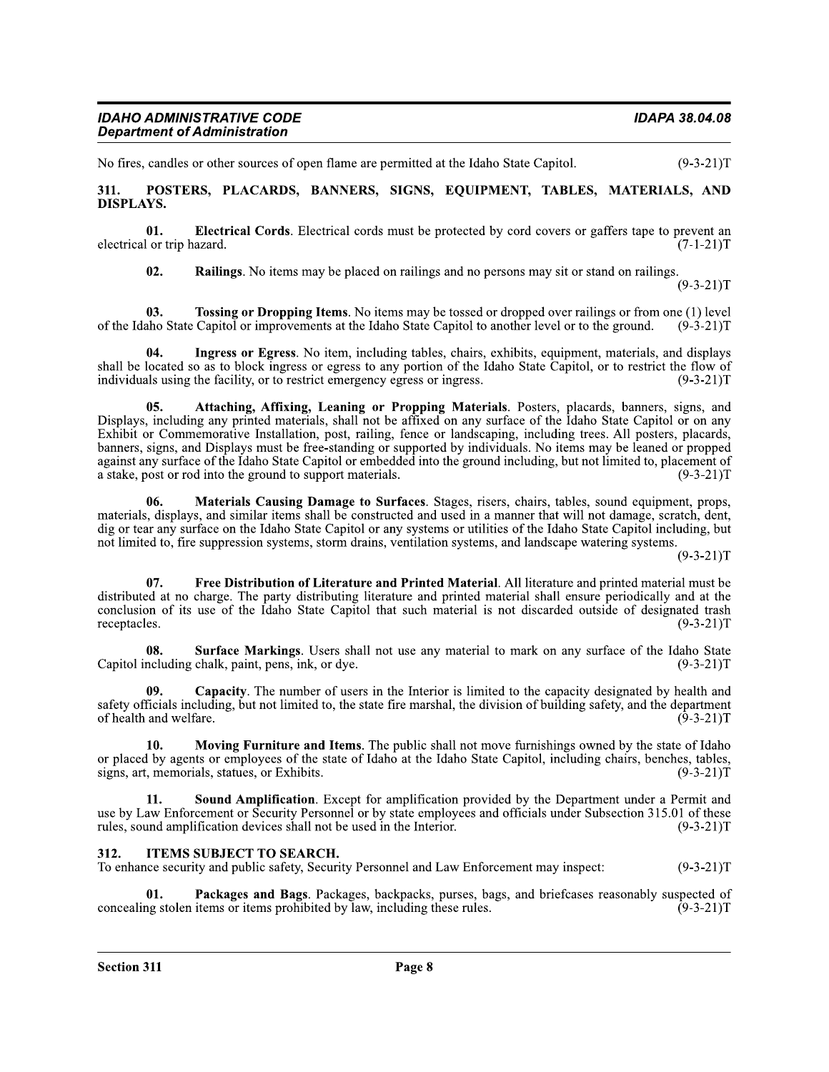No fires, candles or other sources of open flame are permitted at the Idaho State Capitol. (9-3-21)T

## 311. POSTERS, PLACARDS, BANNERS, SIGNS, EQUIPMENT, TABLES, MATERIALS, AND DISPLAYS.

**01. Electrical Cords**. Electrical cords must be protected by cord covers or gaffers tape to prevent an electrical or trip hazard. (7-1-21)T

**02. Railings**. No items may be placed on railings and no persons may sit or stand on railings. (9-3-21)T

**03. Tossing or Dropping Items**. No items may be tossed or dropped over railings or from one (1) level of the Idaho State Capitol or improvements at the Idaho State Capitol to another level or to the ground. (9-3-21)T

**04. Ingress or Egress**. No item, including tables, chairs, exhibits, equipment, materials, and displays shall be located so as to block ingress or egress to any portion of the Idaho State Capitol, or to restrict the flow of individuals using the facility, or to restrict emergency egress or ingress. (9-3-21)T

**05. Attaching, Affixing, Leaning or Propping Materials**. Posters, placards, banners, signs, and Displays, including any printed materials, shall not be affixed on any surface of the Idaho State Capitol or on any Exhibit or Commemorative Installation, post, railing, fence or landscaping, including trees. All posters, placards, banners, signs, and Displays must be free-standing or supported by individuals. No items may be leaned or propped against any surface of the Idaho State Capitol or embedded into the ground including, but not limited to, placement of a stake, post or rod into the ground to support materials. (9-3-21)T

**06. Materials Causing Damage to Surfaces**. Stages, risers, chairs, tables, sound equipment, props, materials, displays, and similar items shall be constructed and used in a manner that will not damage, scratch, dent, dig or tear any surface on the Idaho State Capitol or any systems or utilities of the Idaho State Capitol including, but not limited to, fire suppression systems, storm drains, ventilation systems, and landscape watering systems. (9-3-21)T

**07. Free Distribution of Literature and Printed Material**. All literature and printed material must be distributed at no charge. The party distributing literature and printed material shall ensure periodically and at the conclusion of its use of the Idaho State Capitol that such material is not discarded outside of designated trash receptacles. (9-3-21)T

**08. Surface Markings**. Users shall not use any material to mark on any surface of the Idaho State Capitol including chalk, paint, pens, ink, or dye. (9-3-21)T

**09. Capacity**. The number of users in the Interior is limited to the capacity designated by health and safety officials including, but not limited to, the state fire marshal, the division of building safety, and the department of health and welfare. (9-3-21)T

**10. Moving Furniture and Items**. The public shall not move furnishings owned by the state of Idaho or placed by agents or employees of the state of Idaho at the Idaho State Capitol, including chairs, benches, tables, signs, art, memorials, statues, or Exhibits. (9-3-21)T

**11. Sound Amplification**. Except for amplification provided by the Department under a Permit and use by Law Enforcement or Security Personnel or by state employees and officials under Subsection 315.01 of these rules, sound amplification devices shall not be used in the Interior. (9-3-21)T

## 312. ITEMS SUBJECT TO SEARCH.

To enhance security and public safety, Security Personnel and Law Enforcement may inspect: (9-3-21)T

**01. Packages and Bags**. Packages, backpacks, purses, bags, and briefcases reasonably suspected of concealing stolen items or items prohibited by law, including these rules. (9-3-21)T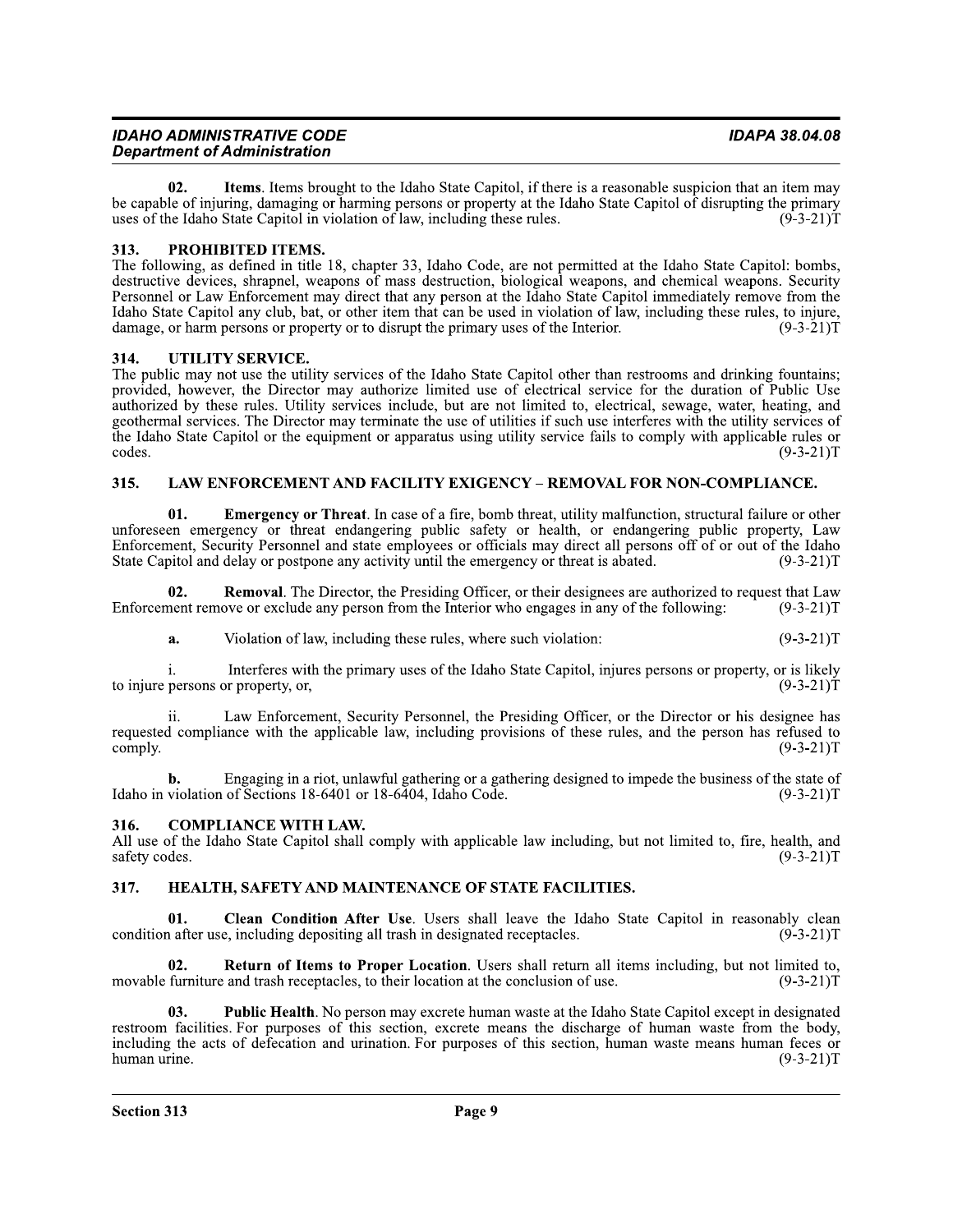**02. Items**. Items brought to the Idaho State Capitol, if there is a reasonable suspicion that an item may be capable of injuring, damaging or harming persons or property at the Idaho State Capitol of disrupting the primary uses of the Idaho State Capitol in violation of law, including these rules. (9-3-21)T

## 313. PROHIBITED ITEMS.

The following, as defined in title 18, chapter 33, Idaho Code, are not permitted at the Idaho State Capitol: bombs, destructive devices, shrapnel, weapons of mass destruction, biological weapons, and chemical weapons. Security Personnel or Law Enforcement may direct that any person at the Idaho State Capitol immediately remove from the Idaho State Capitol any club, bat, or other item that can be used in violation of law, including these rules, to injure, damage, or harm persons or property or to disrupt the primary uses of the Interior. (9-3-21)T

## 314. UTILITY SERVICE.

The public may not use the utility services of the Idaho State Capitol other than restrooms and drinking fountains; provided, however, the Director may authorize limited use of electrical service for the duration of Public Use authorized by these rules. Utility services include, but are not limited to, electrical, sewage, water, heating, and geothermal services. The Director may terminate the use of utilities if such use interferes with the utility services of the Idaho State Capitol or the equipment or apparatus using utility service fails to comply with applicable rules or codes. (9-3-21)T

## 315. LAW ENFORCEMENT AND FACILITY EXIGENCY – REMOVAL FOR NON-COMPLIANCE.

**01. Emergency or Threat**. In case of a fire, bomb threat, utility malfunction, structural failure or other unforeseen emergency or threat endangering public safety or health, or endangering public property, Law Enforcement, Security Personnel and state employees or officials may direct all persons off of or out of the Idaho State Capitol and delay or postpone any activity until the emergency or threat is abated. (9-3-21)T

**02. Removal**. The Director, the Presiding Officer, or their designees are authorized to request that Law Enforcement remove or exclude any person from the Interior who engages in any of the following: (9-3-21)T

**a.** Violation of law, including these rules, where such violation: (9-3-21)T

i. Interferes with the primary uses of the Idaho State Capitol, injures persons or property, or is likely to injure persons or property, or, (9-3-21)T

ii. Law Enforcement, Security Personnel, the Presiding Officer, or the Director or his designee has requested compliance with the applicable law, including provisions of these rules, and the person has refused to comply. (9-3-21)T

**b.** Engaging in a riot, unlawful gathering or a gathering designed to impede the business of the state of Idaho in violation of Sections 18-6401 or 18-6404, Idaho Code. (9-3-21)T

## 316. COMPLIANCE WITH LAW.

All use of the Idaho State Capitol shall comply with applicable law including, but not limited to, fire, health, and safety codes. (9-3-21)T

## 317. HEALTH, SAFETY AND MAINTENANCE OF STATE FACILITIES.

**01. Clean Condition After Use**. Users shall leave the Idaho State Capitol in reasonably clean condition after use, including depositing all trash in designated receptacles. (9-3-21)T

**02. Return of Items to Proper Location**. Users shall return all items including, but not limited to, movable furniture and trash receptacles, to their location at the conclusion of use. (9-3-21)T

**03. Public Health**. No person may excrete human waste at the Idaho State Capitol except in designated restroom facilities. For purposes of this section, excrete means the discharge of human waste from the body, including the acts of defecation and urination. For purposes of this section, human waste means human feces or human urine. (9-3-21)T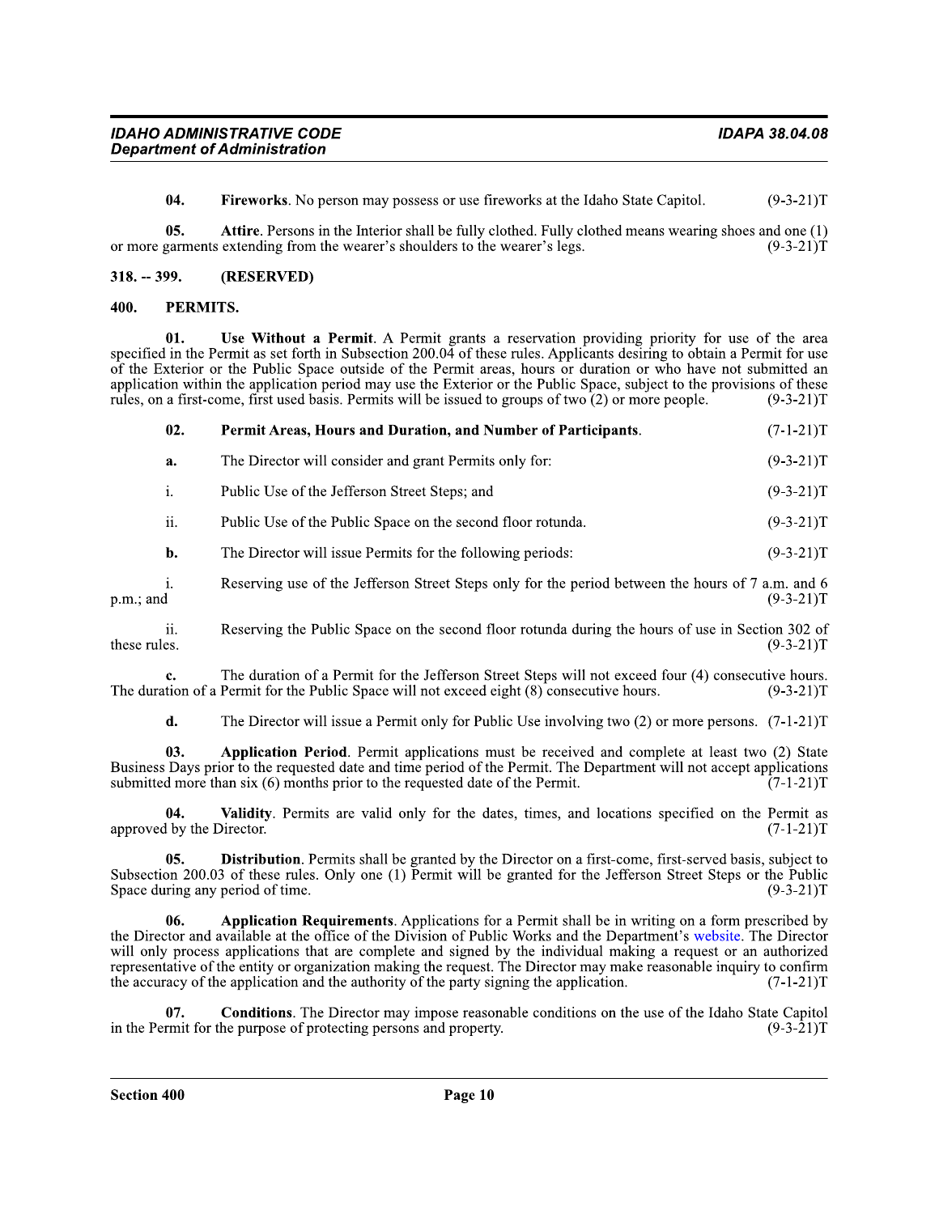**04. Fireworks**. No person may possess or use fireworks at the Idaho State Capitol. (9-3-21)T

**05. Attire**. Persons in the Interior shall be fully clothed. Fully clothed means wearing shoes and one (1) or more garments extending from the wearer's shoulders to the wearer's legs. (9-3-21)T

## 318. -- 399. (RESERVED)

## 400. PERMITS.

**01. Use Without a Permit**. A Permit grants a reservation providing priority for use of the area specified in the Permit as set forth in Subsection 200.04 of these rules. Applicants desiring to obtain a Permit for use of the Exterior or the Public Space outside of the Permit areas, hours or duration or who have not submitted an application within the application period may use the Exterior or the Public Space, subject to the provisions of these rules, on a first-come, first used basis. Permits will be issued to groups of two (2) or more people. (9-3-21)T

**02. Permit Areas, Hours and Duration, and Number of Participants**. (7-1-21)T

**a.** The Director will consider and grant Permits only for: (9-3-21)T

i. Public Use of the Jefferson Street Steps; and (9-3-21)T

ii. Public Use of the Public Space on the second floor rotunda. (9-3-21)T

**b.** The Director will issue Permits for the following periods: (9-3-21)T

i. Reserving use of the Jefferson Street Steps only for the period between the hours of 7 a.m. and 6 p.m.; and (9-3-21)T

ii. Reserving the Public Space on the second floor rotunda during the hours of use in Section 302 of these rules. (9-3-21)T

**c.** The duration of a Permit for the Jefferson Street Steps will not exceed four (4) consecutive hours. The duration of a Permit for the Public Space will not exceed eight (8) consecutive hours. (9-3-21)T

**d.** The Director will issue a Permit only for Public Use involving two (2) or more persons. (7-1-21)T

**03. Application Period**. Permit applications must be received and complete at least two (2) State Business Days prior to the requested date and time period of the Permit. The Department will not accept applications submitted more than six (6) months prior to the requested date of the Permit. (7-1-21)T

**04. Validity**. Permits are valid only for the dates, times, and locations specified on the Permit as approved by the Director. (7-1-21)T

**05. Distribution**. Permits shall be granted by the Director on a first-come, first-served basis, subject to Subsection 200.03 of these rules. Only one (1) Permit will be granted for the Jefferson Street Steps or the Public Space during any period of time. (9-3-21)T

**06. Application Requirements**. Applications for a Permit shall be in writing on a form prescribed by the Director and available at the office of the Division of Public Works and the Department's website. The Director will only process applications that are complete and signed by the individual making a request or an authorized representative of the entity or organization making the request. The Director may make reasonable inquiry to confirm the accuracy of the application and the authority of the party signing the application. (7-1-21)T

**07. Conditions**. The Director may impose reasonable conditions on the use of the Idaho State Capitol in the Permit for the purpose of protecting persons and property. (9-3-21)T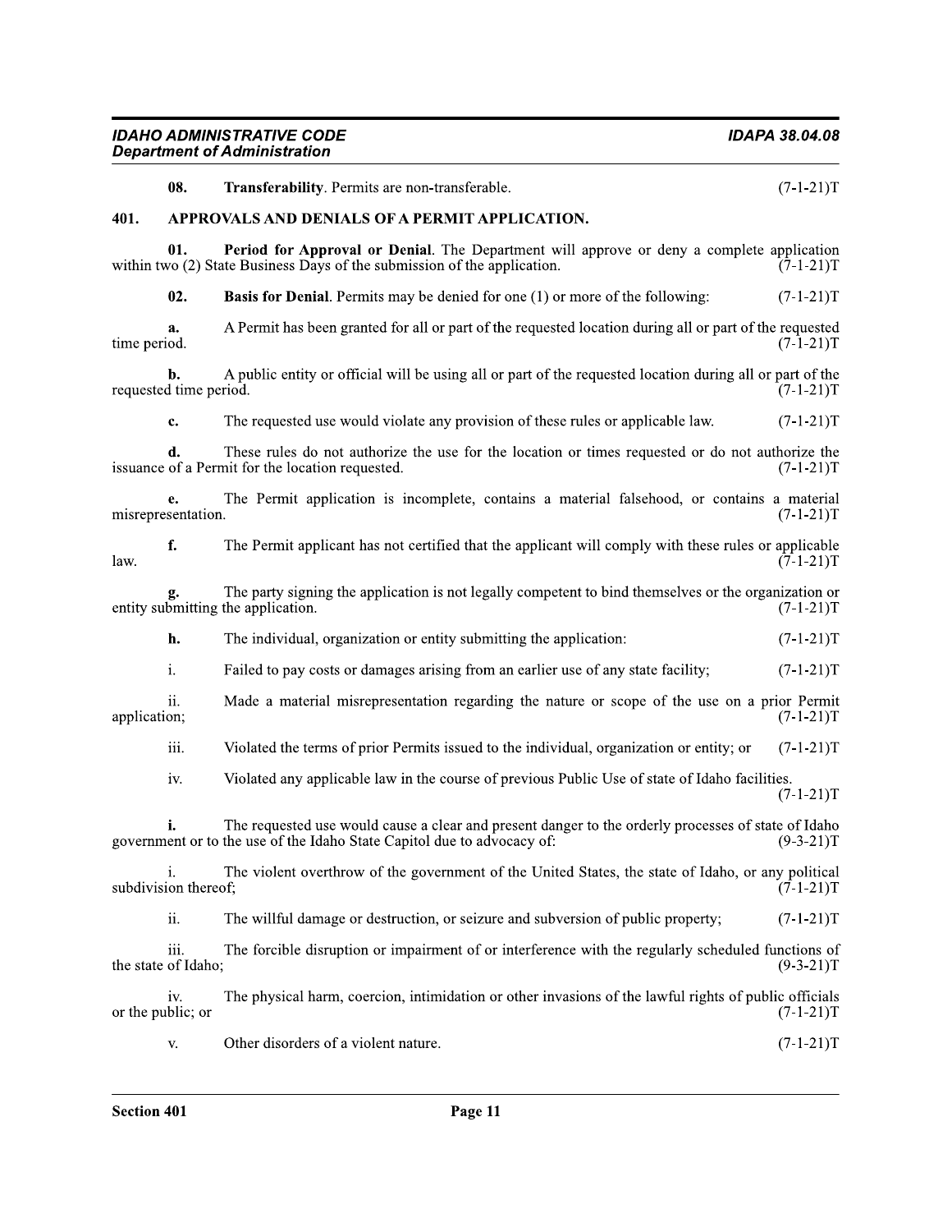**08. Transferability**. Permits are non-transferable. (7-1-21)T

## 401. APPROVALS AND DENIALS OF A PERMIT APPLICATION.

**01. Period for Approval or Denial**. The Department will approve or deny a complete application within two (2) State Business Days of the submission of the application. (7-1-21)T

**02. Basis for Denial**. Permits may be denied for one (1) or more of the following: (7-1-21)T

**a.** A Permit has been granted for all or part of the requested location during all or part of the requested time period. (7-1-21)T

**b.** A public entity or official will be using all or part of the requested location during all or part of the requested time period. (7-1-21)T

**c.** The requested use would violate any provision of these rules or applicable law. (7-1-21)T

**d.** These rules do not authorize the use for the location or times requested or do not authorize the issuance of a Permit for the location requested. (7-1-21)T

**e.** The Permit application is incomplete, contains a material falsehood, or contains a material misrepresentation. (7-1-21)T

**f.** The Permit applicant has not certified that the applicant will comply with these rules or applicable law. (7-1-21)T

**g.** The party signing the application is not legally competent to bind themselves or the organization or entity submitting the application. (7-1-21)T

**h.** The individual, organization or entity submitting the application: (7-1-21)T

i. Failed to pay costs or damages arising from an earlier use of any state facility; (7-1-21)T

ii. Made a material misrepresentation regarding the nature or scope of the use on a prior Permit application; (7-1-21)T

iii. Violated the terms of prior Permits issued to the individual, organization or entity; or (7-1-21)T

iv. Violated any applicable law in the course of previous Public Use of state of Idaho facilities. (7-1-21)T

**i.** The requested use would cause a clear and present danger to the orderly processes of state of Idaho government or to the use of the Idaho State Capitol due to advocacy of: (9-3-21)T

i. The violent overthrow of the government of the United States, the state of Idaho, or any political subdivision thereof; (7-1-21)T

ii. The willful damage or destruction, or seizure and subversion of public property; (7-1-21)T

iii. The forcible disruption or impairment of or interference with the regularly scheduled functions of the state of Idaho; (9-3-21)T

iv. The physical harm, coercion, intimidation or other invasions of the lawful rights of public officials or the public; or (7-1-21)T

v. Other disorders of a violent nature. (7-1-21)T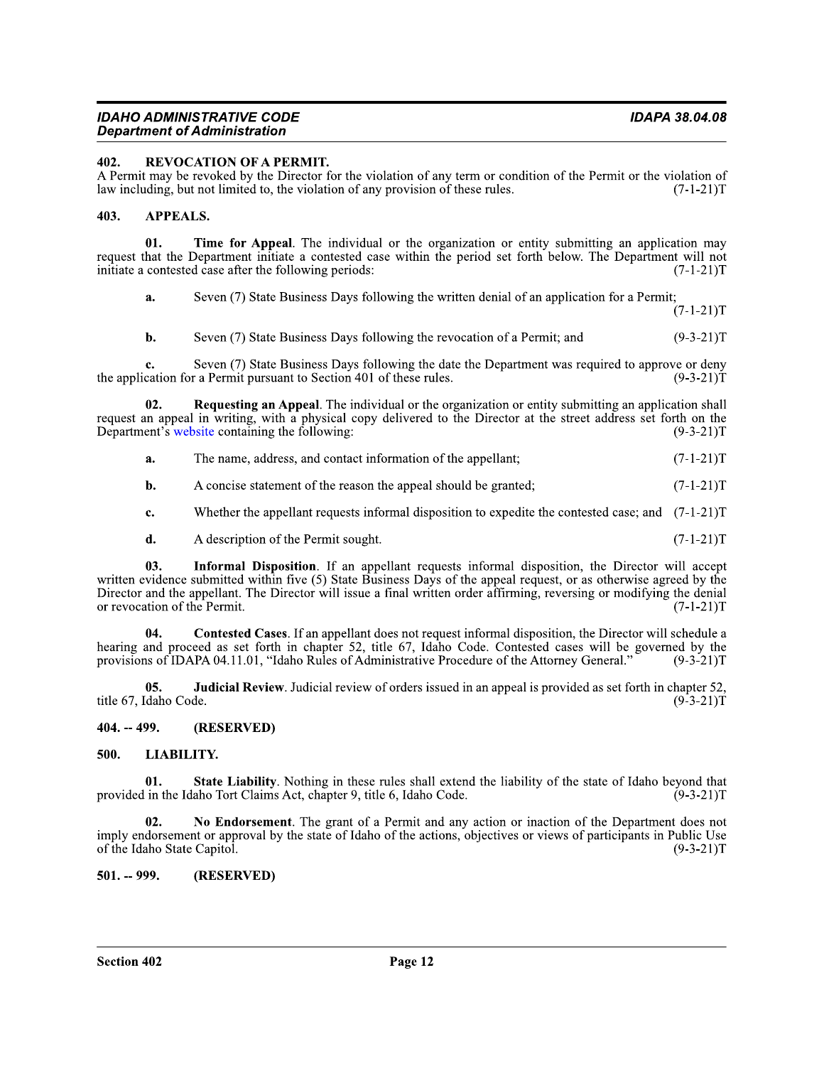## 402. REVOCATION OF A PERMIT.

A Permit may be revoked by the Director for the violation of any term or condition of the Permit or the violation of law including, but not limited to, the violation of any provision of these rules. (7-1-21)T

## 403. APPEALS.

**01. Time for Appeal**. The individual or the organization or entity submitting an application may request that the Department initiate a contested case within the period set forth below. The Department will not initiate a contested case after the following periods: (7-1-21)T

**a.** Seven (7) State Business Days following the written denial of an application for a Permit; (7-1-21)T

**b.** Seven (7) State Business Days following the revocation of a Permit; and (9-3-21)T

**c.** Seven (7) State Business Days following the date the Department was required to approve or deny the application for a Permit pursuant to Section 401 of these rules. (9-3-21)T

**02. Requesting an Appeal**. The individual or the organization or entity submitting an application shall request an appeal in writing, with a physical copy delivered to the Director at the street address set forth on the Department's website containing the following: (9-3-21)T

**a.** The name, address, and contact information of the appellant; (7-1-21)T

**b.** A concise statement of the reason the appeal should be granted; (7-1-21)T

**c.** Whether the appellant requests informal disposition to expedite the contested case; and (7-1-21)T

**d.** A description of the Permit sought. (7-1-21)T

**03. Informal Disposition**. If an appellant requests informal disposition, the Director will accept written evidence submitted within five (5) State Business Days of the appeal request, or as otherwise agreed by the Director and the appellant. The Director will issue a final written order affirming, reversing or modifying the denial or revocation of the Permit. (7-1-21)T

**04. Contested Cases**. If an appellant does not request informal disposition, the Director will schedule a hearing and proceed as set forth in chapter 52, title 67, Idaho Code. Contested cases will be governed by the provisions of IDAPA 04.11.01, "Idaho Rules of Administrative Procedure of the Attorney General." (9-3-21)T

**05. Judicial Review**. Judicial review of orders issued in an appeal is provided as set forth in chapter 52, title 67, Idaho Code. (9-3-21)T

## 404. -- 499. (RESERVED)

## 500. LIABILITY.

**01. State Liability**. Nothing in these rules shall extend the liability of the state of Idaho beyond that provided in the Idaho Tort Claims Act, chapter 9, title 6, Idaho Code. (9-3-21)T

**02. No Endorsement**. The grant of a Permit and any action or inaction of the Department does not imply endorsement or approval by the state of Idaho of the actions, objectives or views of participants in Public Use of the Idaho State Capitol. (9-3-21)T

## 501. -- 999. (RESERVED)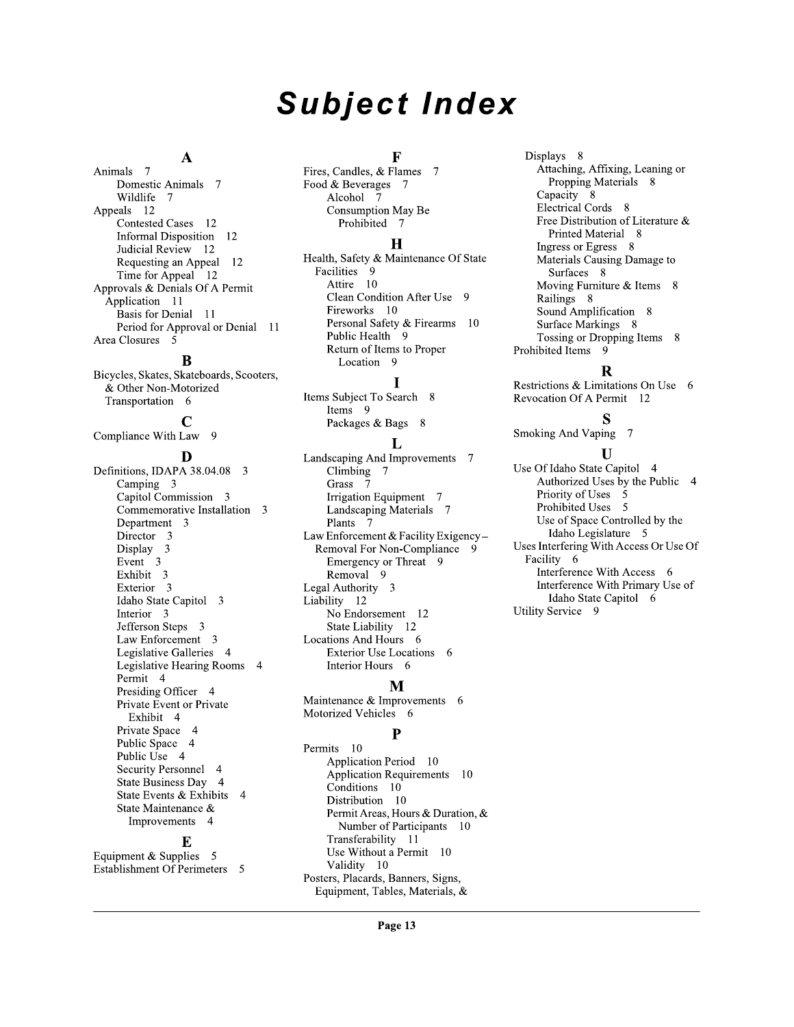# Subject Index

## A

Animals 7
- Domestic Animals 7
- Wildlife 7

Appeals 12
- Contested Cases 12
- Informal Disposition 12
- Judicial Review 12
- Requesting an Appeal 12
- Time for Appeal 12

Approvals & Denials Of A Permit Application 11
- Basis for Denial 11
- Period for Approval or Denial 11

Area Closures 5

## B

Bicycles, Skates, Skateboards, Scooters, & Other Non-Motorized Transportation 6

## C

Compliance With Law 9

## D

Definitions, IDAPA 38.04.08 3
- Camping 3
- Capitol Commission 3
- Commemorative Installation 3
- Department 3
- Director 3
- Display 3
- Event 3
- Exhibit 3
- Exterior 3
- Idaho State Capitol 3
- Interior 3
- Jefferson Steps 3
- Law Enforcement 3
- Legislative Galleries 4
- Legislative Hearing Rooms 4
- Permit 4
- Presiding Officer 4
- Private Event or Private Exhibit 4
- Private Space 4
- Public Space 4
- Public Use 4
- Security Personnel 4
- State Business Day 4
- State Events & Exhibits 4
- State Maintenance & Improvements 4

## E

Equipment & Supplies 5

Establishment Of Perimeters 5

## F

Fires, Candles, & Flames 7

Food & Beverages 7
- Alcohol 7
- Consumption May Be Prohibited 7

## H

Health, Safety & Maintenance Of State Facilities 9
- Attire 10
- Clean Condition After Use 9
- Fireworks 10
- Personal Safety & Firearms 10
- Public Health 9
- Return of Items to Proper Location 9

## I

Items Subject To Search 8
- Items 9
- Packages & Bags 8

## L

Landscaping And Improvements 7
- Climbing 7
- Grass 7
- Irrigation Equipment 7
- Landscaping Materials 7
- Plants 7

Law Enforcement & Facility Exigency – Removal For Non-Compliance 9
- Emergency or Threat 9
- Removal 9

Legal Authority 3

Liability 12
- No Endorsement 12
- State Liability 12

Locations And Hours 6
- Exterior Use Locations 6
- Interior Hours 6

## M

Maintenance & Improvements 6

Motorized Vehicles 6

## P

Permits 10
- Application Period 10
- Application Requirements 10
- Conditions 10
- Distribution 10
- Permit Areas, Hours & Duration, & Number of Participants 10
- Transferability 11
- Use Without a Permit 10
- Validity 10

Posters, Placards, Banners, Signs, Equipment, Tables, Materials, & Displays 8
- Attaching, Affixing, Leaning or Propping Materials 8
- Capacity 8
- Electrical Cords 8
- Free Distribution of Literature & Printed Material 8
- Ingress or Egress 8
- Materials Causing Damage to Surfaces 8
- Moving Furniture & Items 8
- Railings 8
- Sound Amplification 8
- Surface Markings 8
- Tossing or Dropping Items 8

Prohibited Items 9

## R

Restrictions & Limitations On Use 6

Revocation Of A Permit 12

## S

Smoking And Vaping 7

## U

Use Of Idaho State Capitol 4
- Authorized Uses by the Public 4
- Priority of Uses 5
- Prohibited Uses 5
- Use of Space Controlled by the Idaho Legislature 5

Uses Interfering With Access Or Use Of Facility 6
- Interference With Access 6
- Interference With Primary Use of Idaho State Capitol 6

Utility Service 9